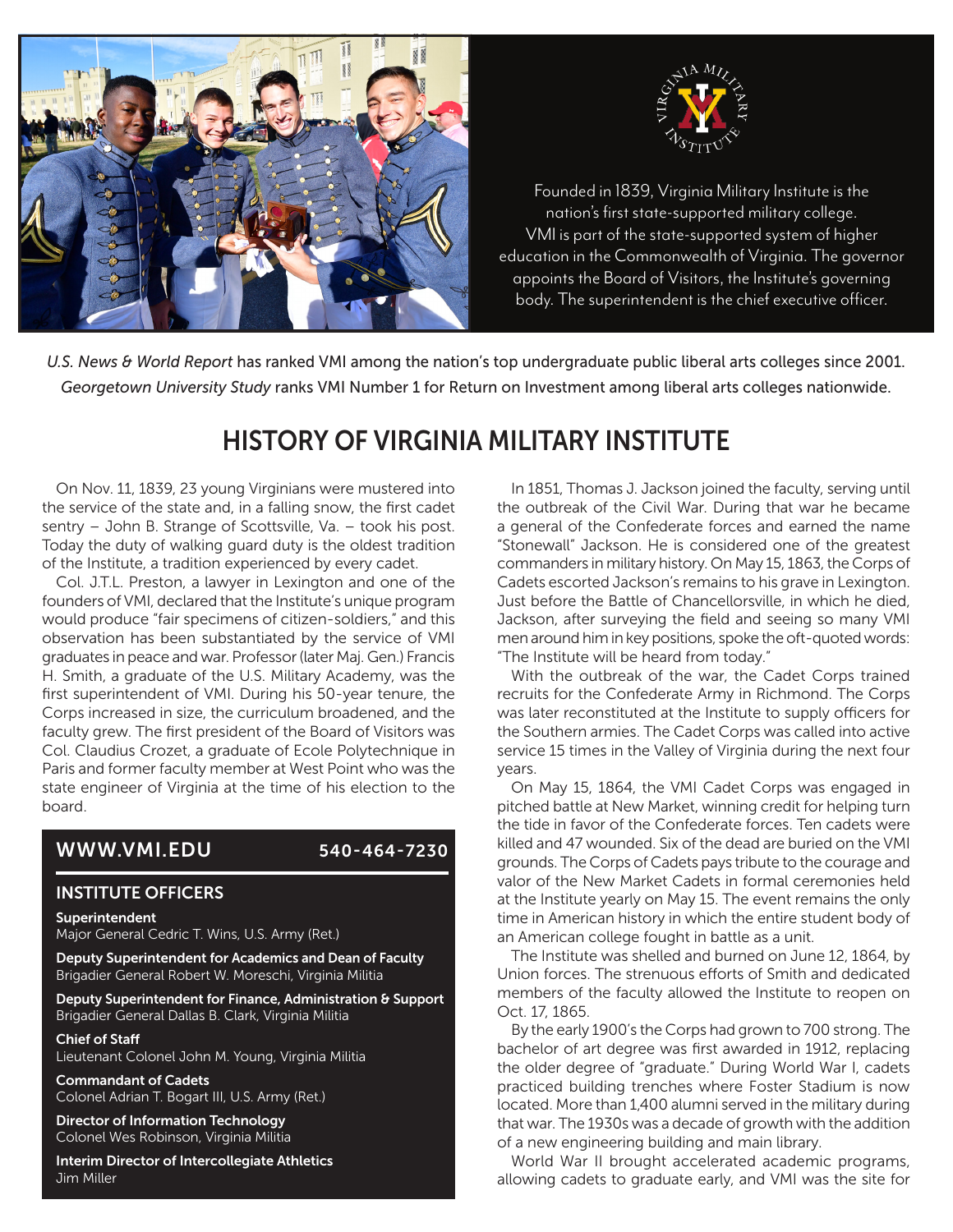Founded in 1839, Virginia Military Institute is the nation's first state-supported military college. VMI is part of the state-supported system of higher education in the Commonwealth of Virginia. The governor appoints the Board of Visitors, the Institute's governing body. The superintendent is the chief executive officer.

*U.S. News & World Report* has ranked VMI among the nation's top undergraduate public liberal arts colleges since 2001. *Georgetown University Study* ranks VMI Number 1 for Return on Investment among liberal arts colleges nationwide.

# HISTORY OF VIRGINIA MILITARY INSTITUTE

On Nov. 11, 1839, 23 young Virginians were mustered into the service of the state and, in a falling snow, the first cadet sentry – John B. Strange of Scottsville, Va. – took his post. Today the duty of walking guard duty is the oldest tradition of the Institute, a tradition experienced by every cadet.

Col. J.T.L. Preston, a lawyer in Lexington and one of the founders of VMI, declared that the Institute's unique program would produce "fair specimens of citizen-soldiers," and this observation has been substantiated by the service of VMI graduates in peace and war. Professor (later Maj. Gen.) Francis H. Smith, a graduate of the U.S. Military Academy, was the first superintendent of VMI. During his 50-year tenure, the Corps increased in size, the curriculum broadened, and the faculty grew. The first president of the Board of Visitors was Col. Claudius Crozet, a graduate of Ecole Polytechnique in Paris and former faculty member at West Point who was the state engineer of Virginia at the time of his election to the board.

## WWW.VMI.EDU 540-464-7230

### INSTITUTE OFFICERS

**Superintendent**
Major General Cedric T. Wins, U.S. Army (Ret.)

**Deputy Superintendent for Academics and Dean of Faculty**
Brigadier General Robert W. Moreschi, Virginia Militia

**Deputy Superintendent for Finance, Administration & Support**
Brigadier General Dallas B. Clark, Virginia Militia

**Chief of Staff**
Lieutenant Colonel John M. Young, Virginia Militia

**Commandant of Cadets**
Colonel Adrian T. Bogart III, U.S. Army (Ret.)

**Director of Information Technology**
Colonel Wes Robinson, Virginia Militia

**Interim Director of Intercollegiate Athletics**
Jim Miller

In 1851, Thomas J. Jackson joined the faculty, serving until the outbreak of the Civil War. During that war he became a general of the Confederate forces and earned the name "Stonewall" Jackson. He is considered one of the greatest commanders in military history. On May 15, 1863, the Corps of Cadets escorted Jackson's remains to his grave in Lexington. Just before the Battle of Chancellorsville, in which he died, Jackson, after surveying the field and seeing so many VMI men around him in key positions, spoke the oft-quoted words: "The Institute will be heard from today."

With the outbreak of the war, the Cadet Corps trained recruits for the Confederate Army in Richmond. The Corps was later reconstituted at the Institute to supply officers for the Southern armies. The Cadet Corps was called into active service 15 times in the Valley of Virginia during the next four years.

On May 15, 1864, the VMI Cadet Corps was engaged in pitched battle at New Market, winning credit for helping turn the tide in favor of the Confederate forces. Ten cadets were killed and 47 wounded. Six of the dead are buried on the VMI grounds. The Corps of Cadets pays tribute to the courage and valor of the New Market Cadets in formal ceremonies held at the Institute yearly on May 15. The event remains the only time in American history in which the entire student body of an American college fought in battle as a unit.

The Institute was shelled and burned on June 12, 1864, by Union forces. The strenuous efforts of Smith and dedicated members of the faculty allowed the Institute to reopen on Oct. 17, 1865.

By the early 1900's the Corps had grown to 700 strong. The bachelor of art degree was first awarded in 1912, replacing the older degree of "graduate." During World War I, cadets practiced building trenches where Foster Stadium is now located. More than 1,400 alumni served in the military during that war. The 1930s was a decade of growth with the addition of a new engineering building and main library.

World War II brought accelerated academic programs, allowing cadets to graduate early, and VMI was the site for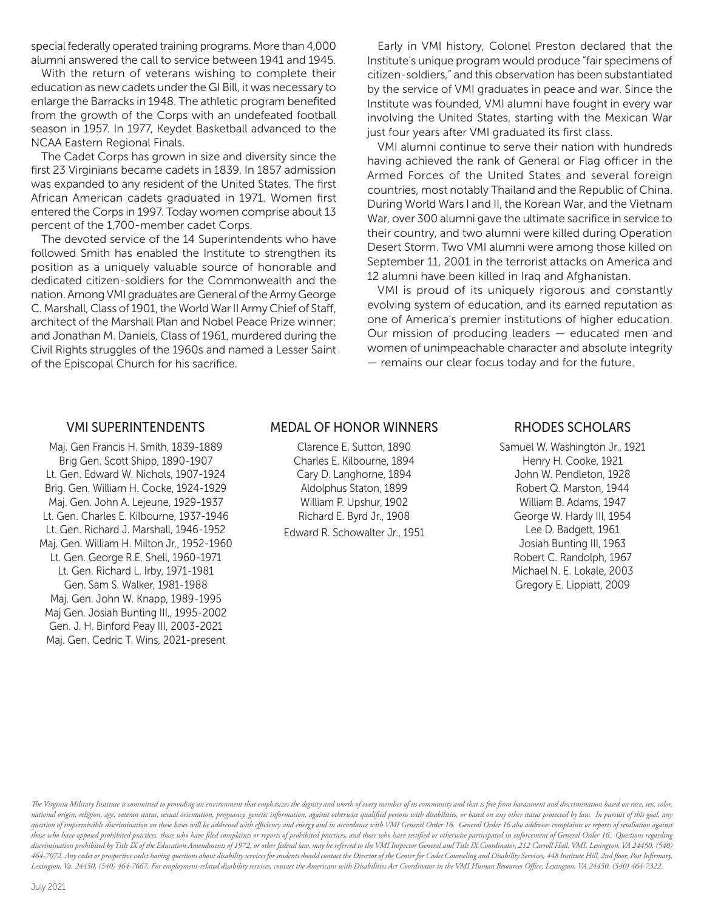special federally operated training programs. More than 4,000 alumni answered the call to service between 1941 and 1945.

With the return of veterans wishing to complete their education as new cadets under the GI Bill, it was necessary to enlarge the Barracks in 1948. The athletic program benefited from the growth of the Corps with an undefeated football season in 1957. In 1977, Keydet Basketball advanced to the NCAA Eastern Regional Finals.

The Cadet Corps has grown in size and diversity since the first 23 Virginians became cadets in 1839. In 1857 admission was expanded to any resident of the United States. The first African American cadets graduated in 1971. Women first entered the Corps in 1997. Today women comprise about 13 percent of the 1,700-member cadet Corps.

The devoted service of the 14 Superintendents who have followed Smith has enabled the Institute to strengthen its position as a uniquely valuable source of honorable and dedicated citizen-soldiers for the Commonwealth and the nation. Among VMI graduates are General of the Army George C. Marshall, Class of 1901, the World War II Army Chief of Staff, architect of the Marshall Plan and Nobel Peace Prize winner; and Jonathan M. Daniels, Class of 1961, murdered during the Civil Rights struggles of the 1960s and named a Lesser Saint of the Episcopal Church for his sacrifice.

Early in VMI history, Colonel Preston declared that the Institute's unique program would produce "fair specimens of citizen-soldiers," and this observation has been substantiated by the service of VMI graduates in peace and war. Since the Institute was founded, VMI alumni have fought in every war involving the United States, starting with the Mexican War just four years after VMI graduated its first class.

VMI alumni continue to serve their nation with hundreds having achieved the rank of General or Flag officer in the Armed Forces of the United States and several foreign countries, most notably Thailand and the Republic of China. During World Wars I and II, the Korean War, and the Vietnam War, over 300 alumni gave the ultimate sacrifice in service to their country, and two alumni were killed during Operation Desert Storm. Two VMI alumni were among those killed on September 11, 2001 in the terrorist attacks on America and 12 alumni have been killed in Iraq and Afghanistan.

VMI is proud of its uniquely rigorous and constantly evolving system of education, and its earned reputation as one of America's premier institutions of higher education. Our mission of producing leaders — educated men and women of unimpeachable character and absolute integrity — remains our clear focus today and for the future.

## VMI SUPERINTENDENTS

Maj. Gen Francis H. Smith, 1839-1889
Brig Gen. Scott Shipp, 1890-1907
Lt. Gen. Edward W. Nichols, 1907-1924
Brig. Gen. William H. Cocke, 1924-1929
Maj. Gen. John A. Lejeune, 1929-1937
Lt. Gen. Charles E. Kilbourne, 1937-1946
Lt. Gen. Richard J. Marshall, 1946-1952
Maj. Gen. William H. Milton Jr., 1952-1960
Lt. Gen. George R.E. Shell, 1960-1971
Lt. Gen. Richard L. Irby, 1971-1981
Gen. Sam S. Walker, 1981-1988
Maj. Gen. John W. Knapp, 1989-1995
Maj Gen. Josiah Bunting III,, 1995-2002
Gen. J. H. Binford Peay III, 2003-2021
Maj. Gen. Cedric T. Wins, 2021-present

## MEDAL OF HONOR WINNERS

Clarence E. Sutton, 1890
Charles E. Kilbourne, 1894
Cary D. Langhorne, 1894
Aldolphus Staton, 1899
William P. Upshur, 1902
Richard E. Byrd Jr., 1908
Edward R. Schowalter Jr., 1951

## RHODES SCHOLARS

Samuel W. Washington Jr., 1921
Henry H. Cooke, 1921
John W. Pendleton, 1928
Robert Q. Marston, 1944
William B. Adams, 1947
George W. Hardy III, 1954
Lee D. Badgett, 1961
Josiah Bunting III, 1963
Robert C. Randolph, 1967
Michael N. E. Lokale, 2003
Gregory E. Lippiatt, 2009

*The Virginia Military Institute is committed to providing an environment that emphasizes the dignity and worth of every member of its community and that is free from harassment and discrimination based on race, sex, color, national origin, religion, age, veteran status, sexual orientation, pregnancy, genetic information, against otherwise qualified persons with disabilities, or based on any other status protected by law. In pursuit of this goal, any question of impermissible discrimination on these bases will be addressed with efficiency and energy and in accordance with VMI General Order 16. General Order 16 also addresses complaints or reports of retaliation against those who have opposed prohibited practices, those who have filed complaints or reports of prohibited practices, and those who have testified or otherwise participated in enforcement of General Order 16. Questions regarding discrimination prohibited by Title IX of the Education Amendments of 1972, or other federal law, may be referred to the VMI Inspector General and Title IX Coordinator, 212 Carroll Hall, VMI, Lexington, VA 24450, (540) 464-7072. Any cadet or prospective cadet having questions about disability services for students should contact the Director of the Center for Cadet Counseling and Disability Services, 448 Institute Hill, 2nd floor, Post Infirmary, Lexington, Va. 24450, (540) 464-7667. For employment-related disability services, contact the Americans with Disabilities Act Coordinator in the VMI Human Resources Office, Lexington, VA 24450, (540) 464-7322.*

July 2021